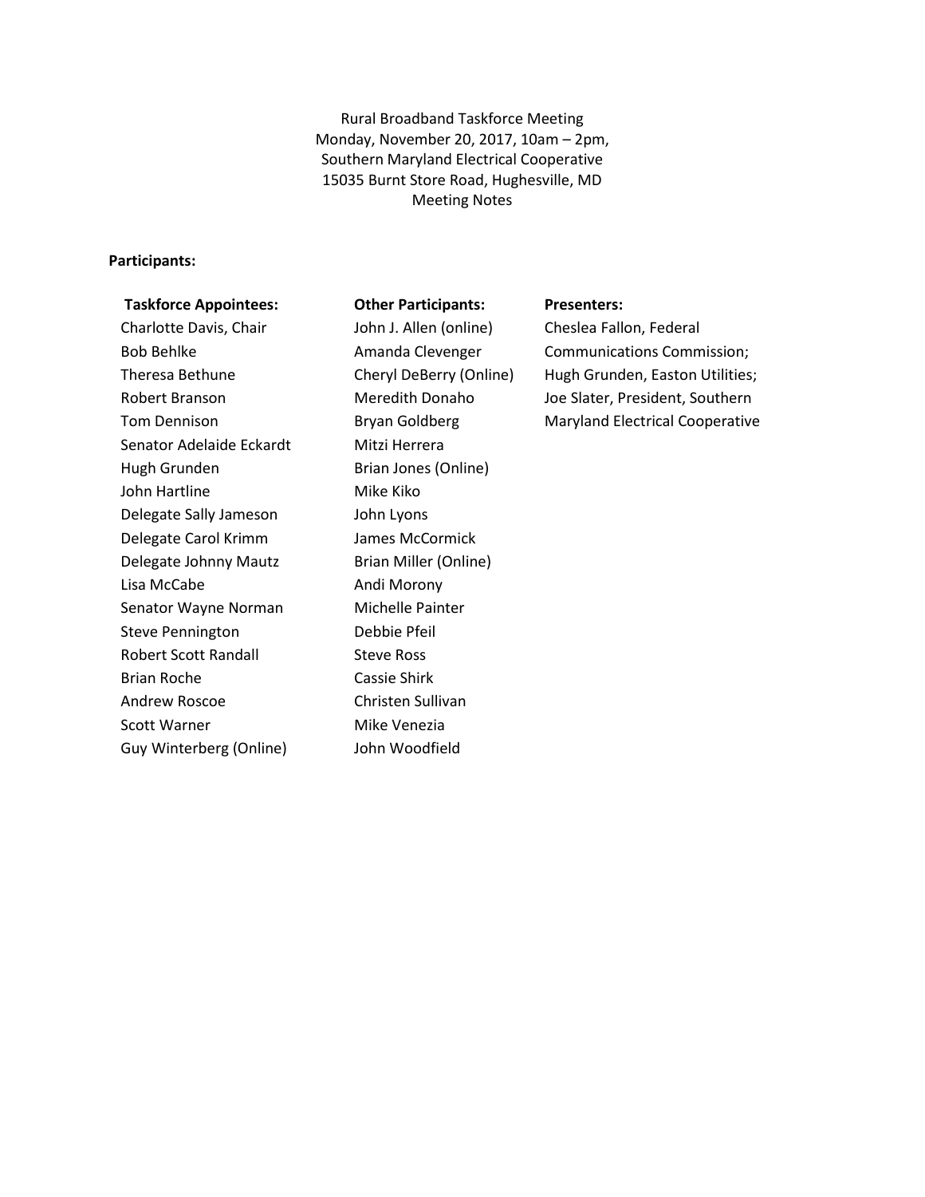Rural Broadband Taskforce Meeting
Monday, November 20, 2017, 10am – 2pm,
Southern Maryland Electrical Cooperative
15035 Burnt Store Road, Hughesville, MD
Meeting Notes

**Participants:**

**Taskforce Appointees:**

- Charlotte Davis, Chair
- Bob Behlke
- Theresa Bethune
- Robert Branson
- Tom Dennison
- Senator Adelaide Eckardt
- Hugh Grunden
- John Hartline
- Delegate Sally Jameson
- Delegate Carol Krimm
- Delegate Johnny Mautz
- Lisa McCabe
- Senator Wayne Norman
- Steve Pennington
- Robert Scott Randall
- Brian Roche
- Andrew Roscoe
- Scott Warner
- Guy Winterberg (Online)

**Other Participants:**

- John J. Allen (online)
- Amanda Clevenger
- Cheryl DeBerry (Online)
- Meredith Donaho
- Bryan Goldberg
- Mitzi Herrera
- Brian Jones (Online)
- Mike Kiko
- John Lyons
- James McCormick
- Brian Miller (Online)
- Andi Morony
- Michelle Painter
- Debbie Pfeil
- Steve Ross
- Cassie Shirk
- Christen Sullivan
- Mike Venezia
- John Woodfield

**Presenters:**

Cheslea Fallon, Federal Communications Commission; Hugh Grunden, Easton Utilities; Joe Slater, President, Southern Maryland Electrical Cooperative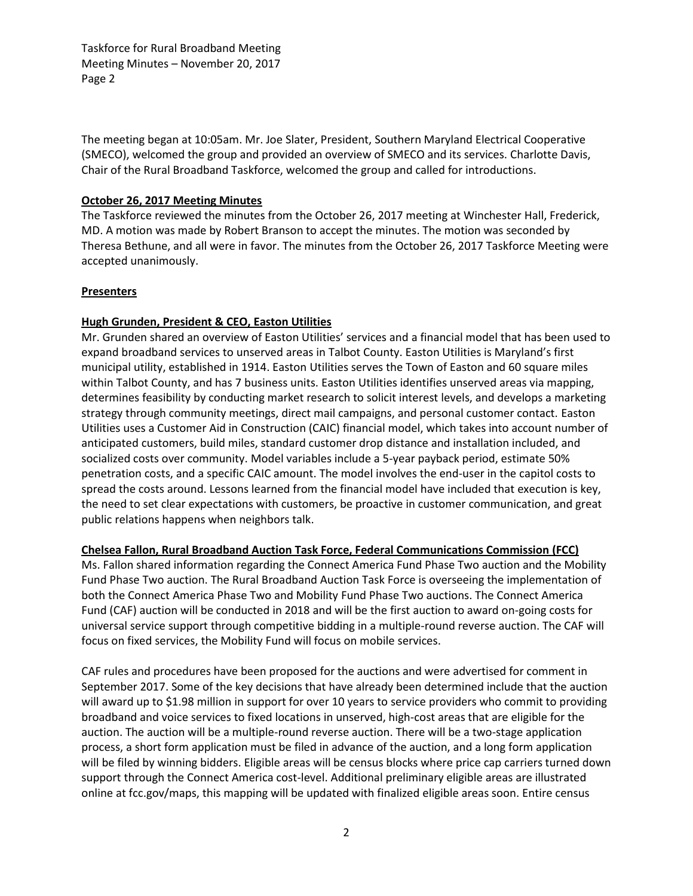The meeting began at 10:05am. Mr. Joe Slater, President, Southern Maryland Electrical Cooperative (SMECO), welcomed the group and provided an overview of SMECO and its services. Charlotte Davis, Chair of the Rural Broadband Taskforce, welcomed the group and called for introductions.

**October 26, 2017 Meeting Minutes**

The Taskforce reviewed the minutes from the October 26, 2017 meeting at Winchester Hall, Frederick, MD. A motion was made by Robert Branson to accept the minutes. The motion was seconded by Theresa Bethune, and all were in favor. The minutes from the October 26, 2017 Taskforce Meeting were accepted unanimously.

**Presenters**

**Hugh Grunden, President & CEO, Easton Utilities**

Mr. Grunden shared an overview of Easton Utilities' services and a financial model that has been used to expand broadband services to unserved areas in Talbot County. Easton Utilities is Maryland's first municipal utility, established in 1914. Easton Utilities serves the Town of Easton and 60 square miles within Talbot County, and has 7 business units. Easton Utilities identifies unserved areas via mapping, determines feasibility by conducting market research to solicit interest levels, and develops a marketing strategy through community meetings, direct mail campaigns, and personal customer contact. Easton Utilities uses a Customer Aid in Construction (CAIC) financial model, which takes into account number of anticipated customers, build miles, standard customer drop distance and installation included, and socialized costs over community. Model variables include a 5-year payback period, estimate 50% penetration costs, and a specific CAIC amount. The model involves the end-user in the capitol costs to spread the costs around. Lessons learned from the financial model have included that execution is key, the need to set clear expectations with customers, be proactive in customer communication, and great public relations happens when neighbors talk.

**Chelsea Fallon, Rural Broadband Auction Task Force, Federal Communications Commission (FCC)**

Ms. Fallon shared information regarding the Connect America Fund Phase Two auction and the Mobility Fund Phase Two auction. The Rural Broadband Auction Task Force is overseeing the implementation of both the Connect America Phase Two and Mobility Fund Phase Two auctions. The Connect America Fund (CAF) auction will be conducted in 2018 and will be the first auction to award on-going costs for universal service support through competitive bidding in a multiple-round reverse auction. The CAF will focus on fixed services, the Mobility Fund will focus on mobile services.

CAF rules and procedures have been proposed for the auctions and were advertised for comment in September 2017. Some of the key decisions that have already been determined include that the auction will award up to $1.98 million in support for over 10 years to service providers who commit to providing broadband and voice services to fixed locations in unserved, high-cost areas that are eligible for the auction. The auction will be a multiple-round reverse auction. There will be a two-stage application process, a short form application must be filed in advance of the auction, and a long form application will be filed by winning bidders. Eligible areas will be census blocks where price cap carriers turned down support through the Connect America cost-level. Additional preliminary eligible areas are illustrated online at fcc.gov/maps, this mapping will be updated with finalized eligible areas soon. Entire census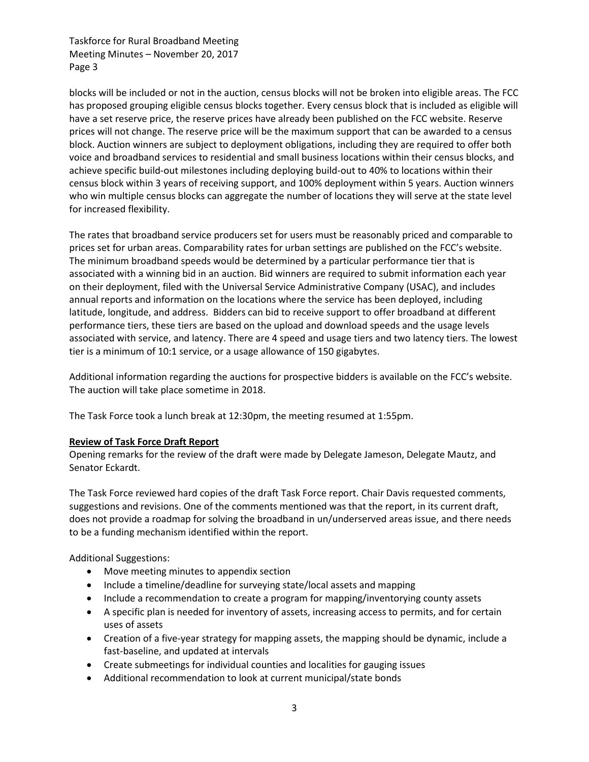blocks will be included or not in the auction, census blocks will not be broken into eligible areas. The FCC has proposed grouping eligible census blocks together. Every census block that is included as eligible will have a set reserve price, the reserve prices have already been published on the FCC website. Reserve prices will not change. The reserve price will be the maximum support that can be awarded to a census block. Auction winners are subject to deployment obligations, including they are required to offer both voice and broadband services to residential and small business locations within their census blocks, and achieve specific build-out milestones including deploying build-out to 40% to locations within their census block within 3 years of receiving support, and 100% deployment within 5 years. Auction winners who win multiple census blocks can aggregate the number of locations they will serve at the state level for increased flexibility.

The rates that broadband service producers set for users must be reasonably priced and comparable to prices set for urban areas. Comparability rates for urban settings are published on the FCC's website. The minimum broadband speeds would be determined by a particular performance tier that is associated with a winning bid in an auction. Bid winners are required to submit information each year on their deployment, filed with the Universal Service Administrative Company (USAC), and includes annual reports and information on the locations where the service has been deployed, including latitude, longitude, and address. Bidders can bid to receive support to offer broadband at different performance tiers, these tiers are based on the upload and download speeds and the usage levels associated with service, and latency. There are 4 speed and usage tiers and two latency tiers. The lowest tier is a minimum of 10:1 service, or a usage allowance of 150 gigabytes.

Additional information regarding the auctions for prospective bidders is available on the FCC's website. The auction will take place sometime in 2018.

The Task Force took a lunch break at 12:30pm, the meeting resumed at 1:55pm.

**Review of Task Force Draft Report**

Opening remarks for the review of the draft were made by Delegate Jameson, Delegate Mautz, and Senator Eckardt.

The Task Force reviewed hard copies of the draft Task Force report. Chair Davis requested comments, suggestions and revisions. One of the comments mentioned was that the report, in its current draft, does not provide a roadmap for solving the broadband in un/underserved areas issue, and there needs to be a funding mechanism identified within the report.

Additional Suggestions:

- Move meeting minutes to appendix section
- Include a timeline/deadline for surveying state/local assets and mapping
- Include a recommendation to create a program for mapping/inventorying county assets
- A specific plan is needed for inventory of assets, increasing access to permits, and for certain uses of assets
- Creation of a five-year strategy for mapping assets, the mapping should be dynamic, include a fast-baseline, and updated at intervals
- Create submeetings for individual counties and localities for gauging issues
- Additional recommendation to look at current municipal/state bonds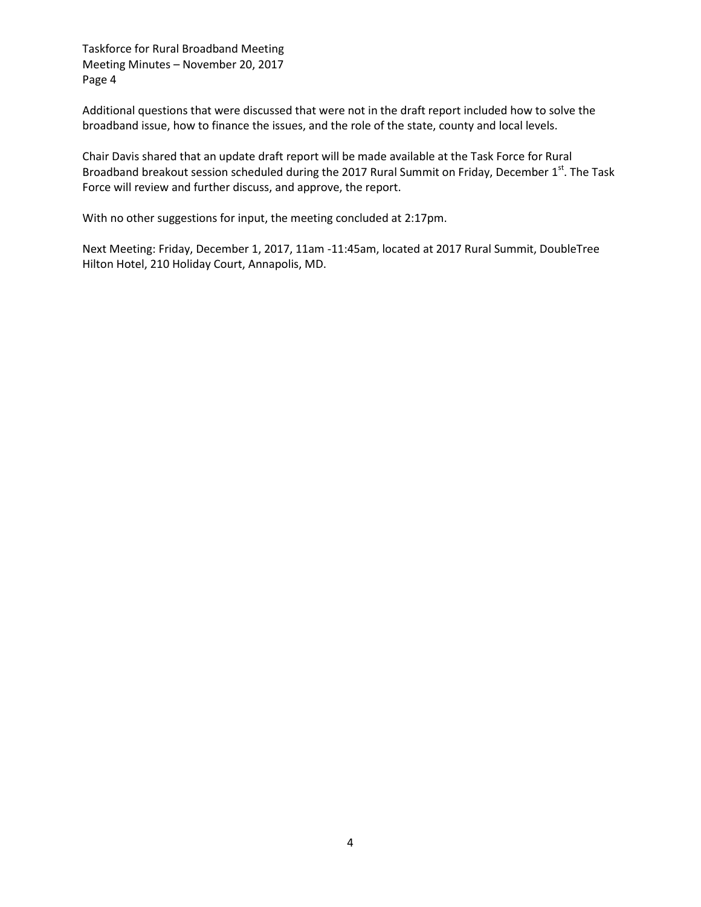Additional questions that were discussed that were not in the draft report included how to solve the broadband issue, how to finance the issues, and the role of the state, county and local levels.

Chair Davis shared that an update draft report will be made available at the Task Force for Rural Broadband breakout session scheduled during the 2017 Rural Summit on Friday, December 1st. The Task Force will review and further discuss, and approve, the report.

With no other suggestions for input, the meeting concluded at 2:17pm.

Next Meeting: Friday, December 1, 2017, 11am -11:45am, located at 2017 Rural Summit, DoubleTree Hilton Hotel, 210 Holiday Court, Annapolis, MD.